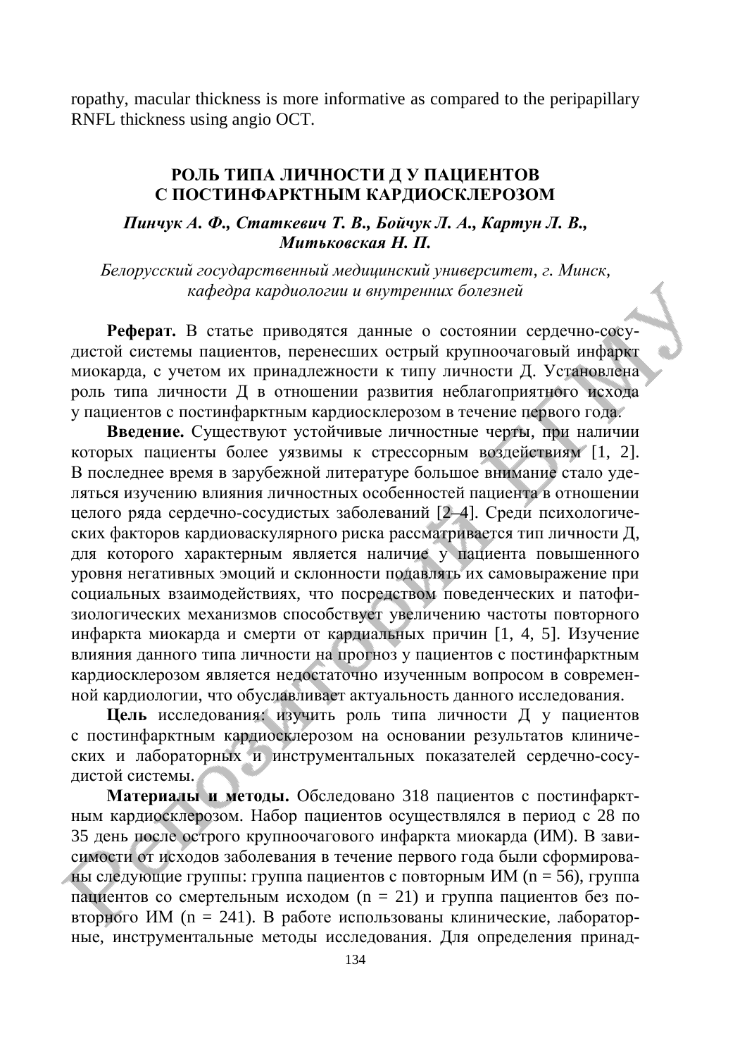ropathy, macular thickness is more informative as compared to the peripapillary RNFL thickness using angio OCT.

## РОЛЬ ТИПА ЛИЧНОСТИ Д У ПАЦИЕНТОВ С ПОСТИНФАРКТНЫМ КАРДИОСКЛЕРОЗОМ

***Пинчук А. Ф., Статкевич Т. В., Бойчук Л. А., Картун Л. В., Митьковская Н. П.***

*Белорусский государственный медицинский университет, г. Минск, кафедра кардиологии и внутренних болезней*

**Реферат.** В статье приводятся данные о состоянии сердечно-сосудистой системы пациентов, перенесших острый крупноочаговый инфаркт миокарда, с учетом их принадлежности к типу личности Д. Установлена роль типа личности Д в отношении развития неблагоприятного исхода у пациентов с постинфарктным кардиосклерозом в течение первого года.

**Введение.** Существуют устойчивые личностные черты, при наличии которых пациенты более уязвимы к стрессорным воздействиям [1, 2]. В последнее время в зарубежной литературе большое внимание стало уделяться изучению влияния личностных особенностей пациента в отношении целого ряда сердечно-сосудистых заболеваний [2–4]. Среди психологических факторов кардиоваскулярного риска рассматривается тип личности Д, для которого характерным является наличие у пациента повышенного уровня негативных эмоций и склонности подавлять их самовыражение при социальных взаимодействиях, что посредством поведенческих и патофизиологических механизмов способствует увеличению частоты повторного инфаркта миокарда и смерти от кардиальных причин [1, 4, 5]. Изучение влияния данного типа личности на прогноз у пациентов с постинфарктным кардиосклерозом является недостаточно изученным вопросом в современной кардиологии, что обуславливает актуальность данного исследования.

**Цель** исследования: изучить роль типа личности Д у пациентов с постинфарктным кардиосклерозом на основании результатов клинических и лабораторных и инструментальных показателей сердечно-сосудистой системы.

**Материалы и методы.** Обследовано 318 пациентов с постинфарктным кардиосклерозом. Набор пациентов осуществлялся в период с 28 по 35 день после острого крупноочагового инфаркта миокарда (ИМ). В зависимости от исходов заболевания в течение первого года были сформированы следующие группы: группа пациентов с повторным ИМ (n = 56), группа пациентов со смертельным исходом (n = 21) и группа пациентов без повторного ИМ (n = 241). В работе использованы клинические, лабораторные, инструментальные методы исследования. Для определения принад-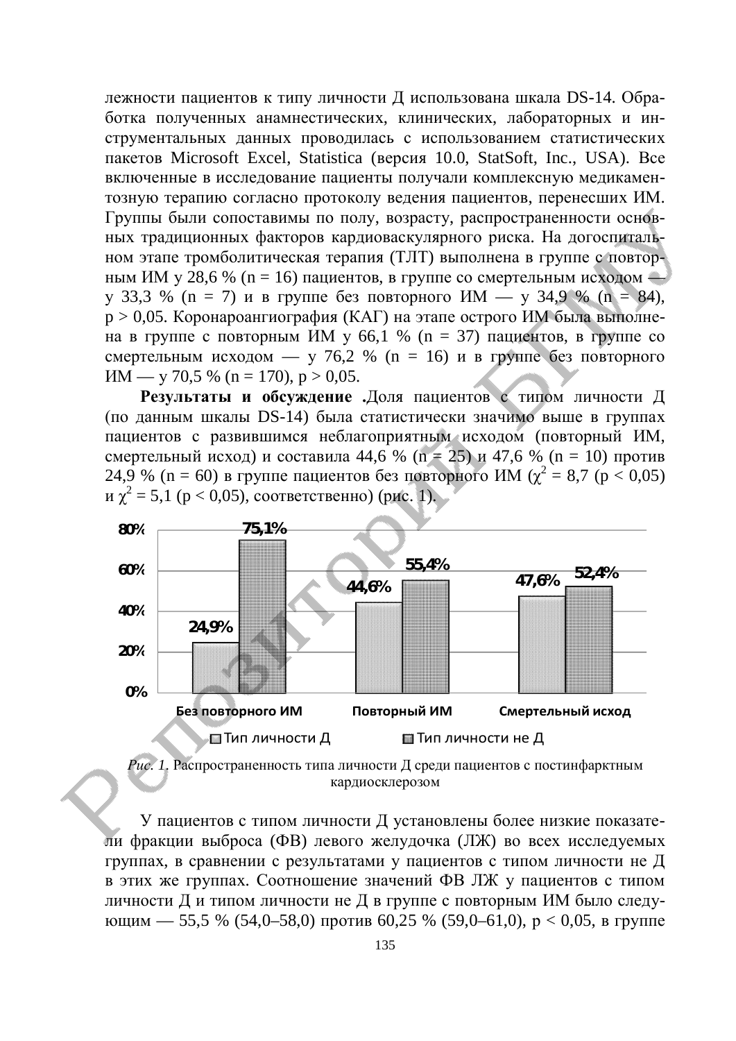лежности пациентов к типу личности Д использована шкала DS-14. Обработка полученных анамнестических, клинических, лабораторных и инструментальных данных проводилась с использованием статистических пакетов Microsoft Excel, Statistica (версия 10.0, StatSoft, Inc., USA). Все включенные в исследование пациенты получали комплексную медикаментозную терапию согласно протоколу ведения пациентов, перенесших ИМ. Группы были сопоставимы по полу, возрасту, распространенности основных традиционных факторов кардиоваскулярного риска. На догоспитальном этапе тромболитическая терапия (ТЛТ) выполнена в группе с повторным ИМ у 28,6 % (n = 16) пациентов, в группе со смертельным исходом — у 33,3 % (n = 7) и в группе без повторного ИМ — у 34,9 % (n = 84), p > 0,05. Коронароангиография (КАГ) на этапе острого ИМ была выполнена в группе с повторным ИМ у 66,1 % (n = 37) пациентов, в группе со смертельным исходом — у 76,2 % (n = 16) и в группе без повторного ИМ — у 70,5 % (n = 170), p > 0,05.

**Результаты и обсуждение .**Доля пациентов с типом личности Д (по данным шкалы DS-14) была статистически значимо выше в группах пациентов с развившимся неблагоприятным исходом (повторный ИМ, смертельный исход) и составила 44,6 % (n = 25) и 47,6 % (n = 10) против 24,9 % (n = 60) в группе пациентов без повторного ИМ ($\chi^2$ = 8,7 (p < 0,05) и $\chi^2$ = 5,1 (p < 0,05), соответственно) (рис. 1).

| | Тип личности Д | Тип личности не Д |
|---|---|---|
| Без повторного ИМ | 24,9% | 75,1% |
| Повторный ИМ | 44,6% | 55,4% |
| Смертельный исход | 47,6% | 52,4% |

*Рис. 1.* Распространенность типа личности Д среди пациентов с постинфарктным кардиосклерозом

У пациентов с типом личности Д установлены более низкие показатели фракции выброса (ФВ) левого желудочка (ЛЖ) во всех исследуемых группах, в сравнении с результатами у пациентов с типом личности не Д в этих же группах. Соотношение значений ФВ ЛЖ у пациентов с типом личности Д и типом личности не Д в группе с повторным ИМ было следующим — 55,5 % (54,0–58,0) против 60,25 % (59,0–61,0), p < 0,05, в группе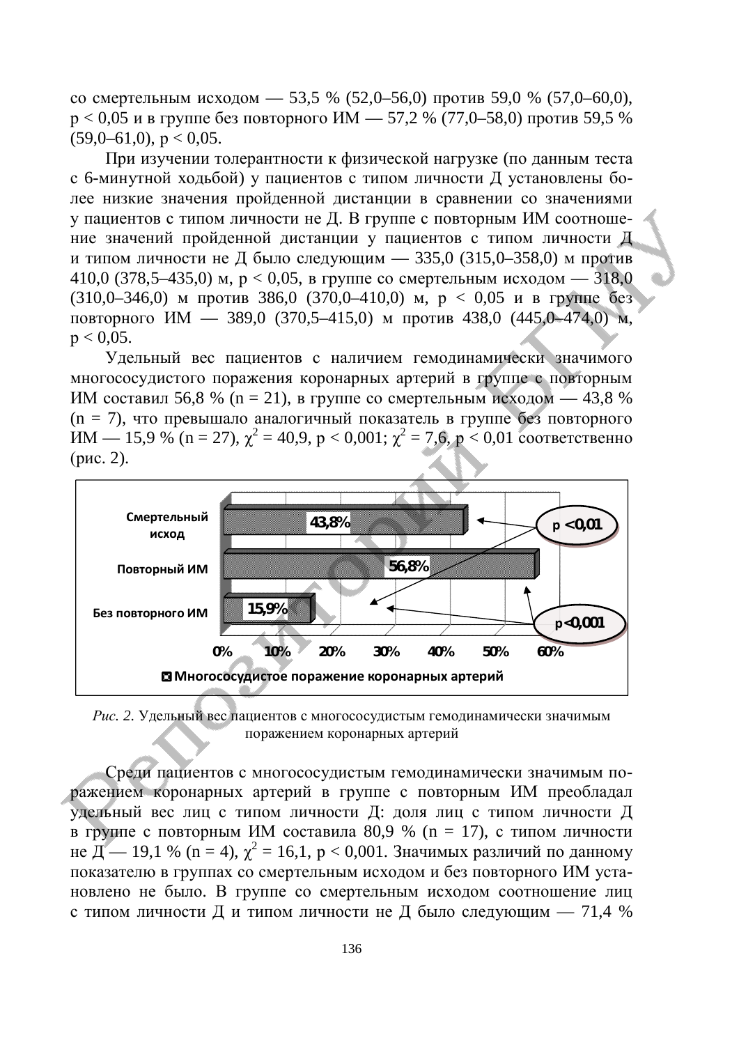со смертельным исходом — 53,5 % (52,0–56,0) против 59,0 % (57,0–60,0), $p < 0,05$ и в группе без повторного ИМ — 57,2 % (77,0–58,0) против 59,5 % (59,0–61,0), $p < 0,05$.

При изучении толерантности к физической нагрузке (по данным теста с 6-минутной ходьбой) у пациентов с типом личности Д установлены более низкие значения пройденной дистанции в сравнении со значениями у пациентов с типом личности не Д. В группе с повторным ИМ соотношение значений пройденной дистанции у пациентов с типом личности Д и типом личности не Д было следующим — 335,0 (315,0–358,0) м против 410,0 (378,5–435,0) м, $p < 0,05$, в группе со смертельным исходом — 318,0 (310,0–346,0) м против 386,0 (370,0–410,0) м, $p < 0,05$ и в группе без повторного ИМ — 389,0 (370,5–415,0) м против 438,0 (445,0–474,0) м, $p < 0,05$.

Удельный вес пациентов с наличием гемодинамически значимого многососудистого поражения коронарных артерий в группе с повторным ИМ составил 56,8 % (n = 21), в группе со смертельным исходом — 43,8 % (n = 7), что превышало аналогичный показатель в группе без повторного ИМ — 15,9 % (n = 27), $\chi^2 = 40,9$, $p < 0,001$; $\chi^2 = 7,6$, $p < 0,01$ соответственно (рис. 2).

*Рис. 2.* Удельный вес пациентов с многососудистым гемодинамически значимым поражением коронарных артерий

Среди пациентов с многососудистым гемодинамически значимым поражением коронарных артерий в группе с повторным ИМ преобладал удельный вес лиц с типом личности Д: доля лиц с типом личности Д в группе с повторным ИМ составила 80,9 % (n = 17), с типом личности не Д — 19,1 % (n = 4), $\chi^2 = 16,1$, $p < 0,001$. Значимых различий по данному показателю в группах со смертельным исходом и без повторного ИМ установлено не было. В группе со смертельным исходом соотношение лиц с типом личности Д и типом личности не Д было следующим — 71,4 %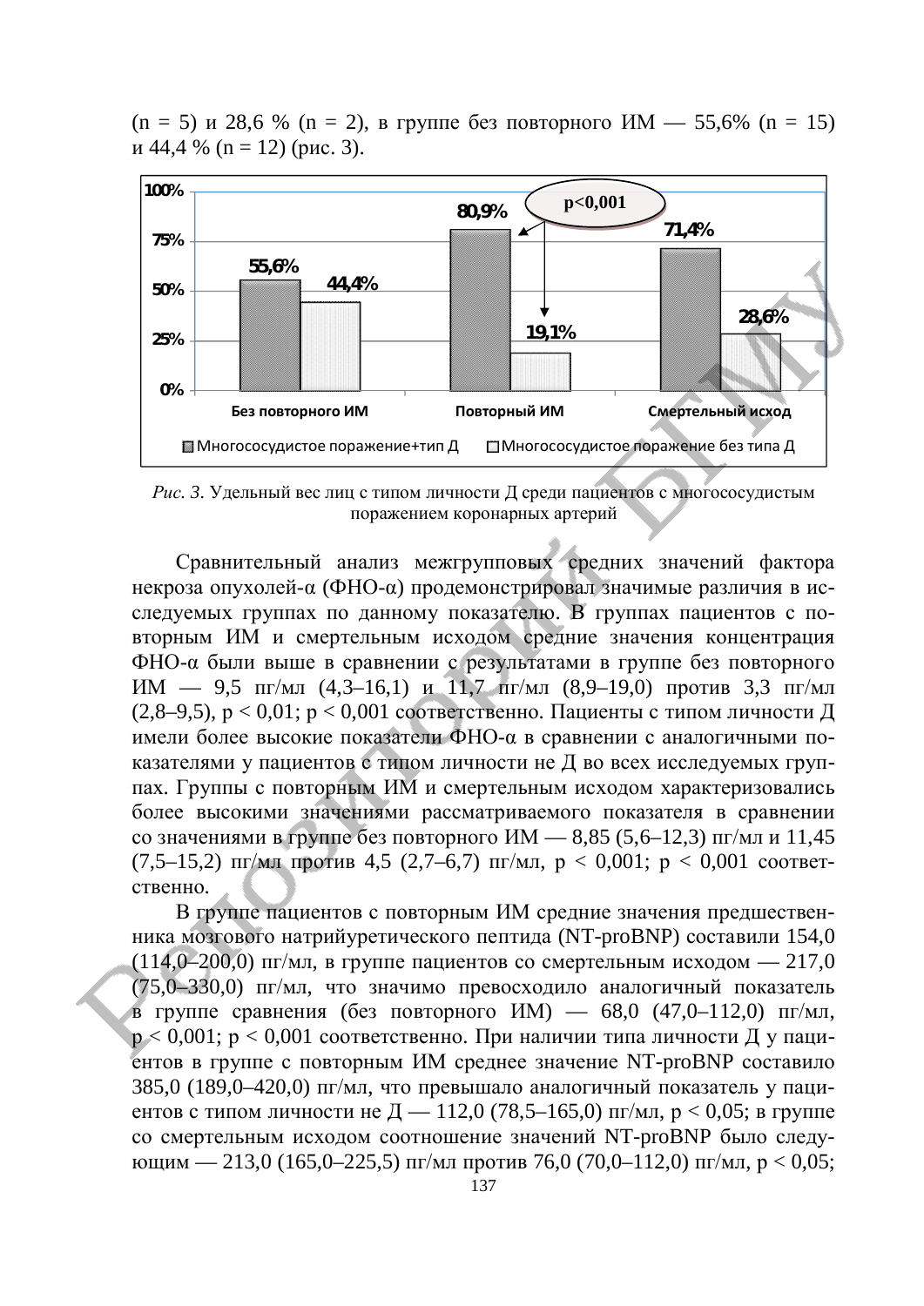(n = 5) и 28,6 % (n = 2), в группе без повторного ИМ — 55,6% (n = 15) и 44,4 % (n = 12) (рис. 3).

*Рис. 3.* Удельный вес лиц с типом личности Д среди пациентов с многососудистым поражением коронарных артерий

Сравнительный анализ межгрупповых средних значений фактора некроза опухолей-α (ФНО-α) продемонстрировал значимые различия в исследуемых группах по данному показателю. В группах пациентов с повторным ИМ и смертельным исходом средние значения концентрация ФНО-α были выше в сравнении с результатами в группе без повторного ИМ — 9,5 пг/мл (4,3–16,1) и 11,7 пг/мл (8,9–19,0) против 3,3 пг/мл (2,8–9,5), $p < 0,01$; $p < 0,001$ соответственно. Пациенты с типом личности Д имели более высокие показатели ФНО-α в сравнении с аналогичными показателями у пациентов с типом личности не Д во всех исследуемых группах. Группы с повторным ИМ и смертельным исходом характеризовались более высокими значениями рассматриваемого показателя в сравнении со значениями в группе без повторного ИМ — 8,85 (5,6–12,3) пг/мл и 11,45 (7,5–15,2) пг/мл против 4,5 (2,7–6,7) пг/мл, $p < 0,001$; $p < 0,001$ соответственно.

В группе пациентов с повторным ИМ средние значения предшественника мозгового натрийуретического пептида (NT-proBNP) составили 154,0 (114,0–200,0) пг/мл, в группе пациентов со смертельным исходом — 217,0 (75,0–330,0) пг/мл, что значимо превосходило аналогичный показатель в группе сравнения (без повторного ИМ) — 68,0 (47,0–112,0) пг/мл, $p < 0,001$; $p < 0,001$ соответственно. При наличии типа личности Д у пациентов в группе с повторным ИМ среднее значение NT-proBNP составило 385,0 (189,0–420,0) пг/мл, что превышало аналогичный показатель у пациентов с типом личности не Д — 112,0 (78,5–165,0) пг/мл, $p < 0,05$; в группе со смертельным исходом соотношение значений NT-proBNP было следующим — 213,0 (165,0–225,5) пг/мл против 76,0 (70,0–112,0) пг/мл, $p < 0,05$;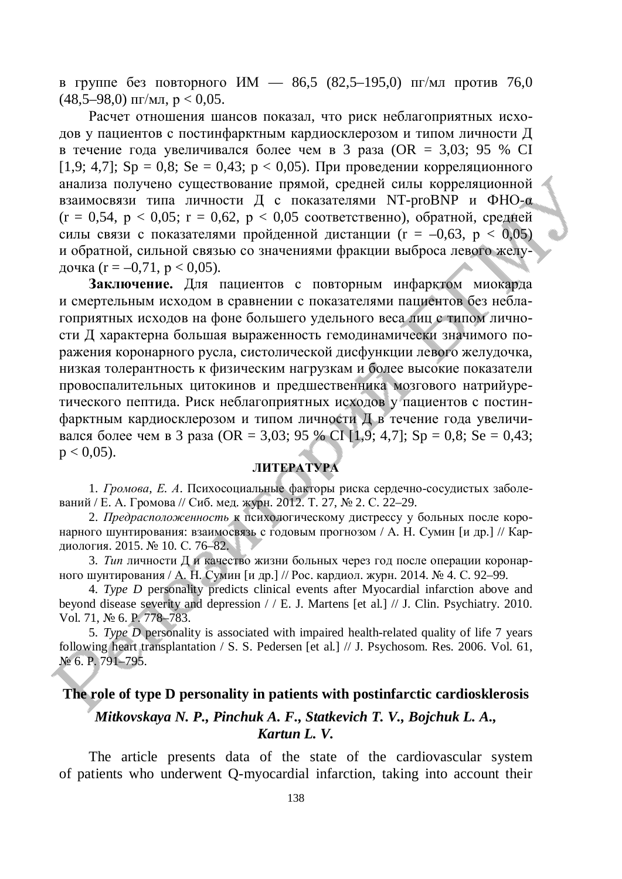в группе без повторного ИМ — 86,5 (82,5–195,0) пг/мл против 76,0 (48,5–98,0) пг/мл, $p < 0,05$.

Расчет отношения шансов показал, что риск неблагоприятных исходов у пациентов с постинфарктным кардиосклерозом и типом личности Д в течение года увеличивался более чем в 3 раза (OR = 3,03; 95 % CI [1,9; 4,7]; Sp = 0,8; Se = 0,43; $p < 0,05$). При проведении корреляционного анализа получено существование прямой, средней силы корреляционной взаимосвязи типа личности Д с показателями NT-proBNP и ФНО-α ($r = 0,54$, $p < 0,05$; $r = 0,62$, $p < 0,05$ соответственно), обратной, средней силы связи с показателями пройденной дистанции ($r = –0,63$, $p < 0,05$) и обратной, сильной связью со значениями фракции выброса левого желудочка ($r = –0,71$, $p < 0,05$).

**Заключение.** Для пациентов с повторным инфарктом миокарда и смертельным исходом в сравнении с показателями пациентов без неблагоприятных исходов на фоне большего удельного веса лиц с типом личности Д характерна большая выраженность гемодинамически значимого поражения коронарного русла, систолической дисфункции левого желудочка, низкая толерантность к физическим нагрузкам и более высокие показатели провоспалительных цитокинов и предшественника мозгового натрийуретического пептида. Риск неблагоприятных исходов у пациентов с постинфарктным кардиосклерозом и типом личности Д в течение года увеличивался более чем в 3 раза (OR = 3,03; 95 % CI [1,9; 4,7]; Sp = 0,8; Se = 0,43; $p < 0,05$).

## ЛИТЕРАТУРА

1. *Громова, Е. А.* Психосоциальные факторы риска сердечно-сосудистых заболеваний / Е. А. Громова // Сиб. мед. журн. 2012. Т. 27, № 2. С. 22–29.

2. *Предрасположенность* к психологическому дистрессу у больных после коронарного шунтирования: взаимосвязь с годовым прогнозом / А. Н. Сумин [и др.] // Кардиология. 2015. № 10. С. 76–82.

3. *Тип* личности Д и качество жизни больных через год после операции коронарного шунтирования / А. Н. Сумин [и др.] // Рос. кардиол. журн. 2014. № 4. С. 92–99.

4. *Type D* personality predicts clinical events after Myocardial infarction above and beyond disease severity and depression / / E. J. Martens [et al.] // J. Clin. Psychiatry. 2010. Vol. 71, № 6. P. 778–783.

5. *Type D* personality is associated with impaired health-related quality of life 7 years following heart transplantation / S. S. Pedersen [et al.] // J. Psychosom. Res. 2006. Vol. 61, № 6. P. 791–795.

## The role of type D personality in patients with postinfarctic cardiosklerosis

***Mitkovskaya N. P., Pinchuk A. F., Statkevich T. V., Bojchuk L. A., Kartun L. V.***

The article presents data of the state of the cardiovascular system of patients who underwent Q-myocardial infarction, taking into account their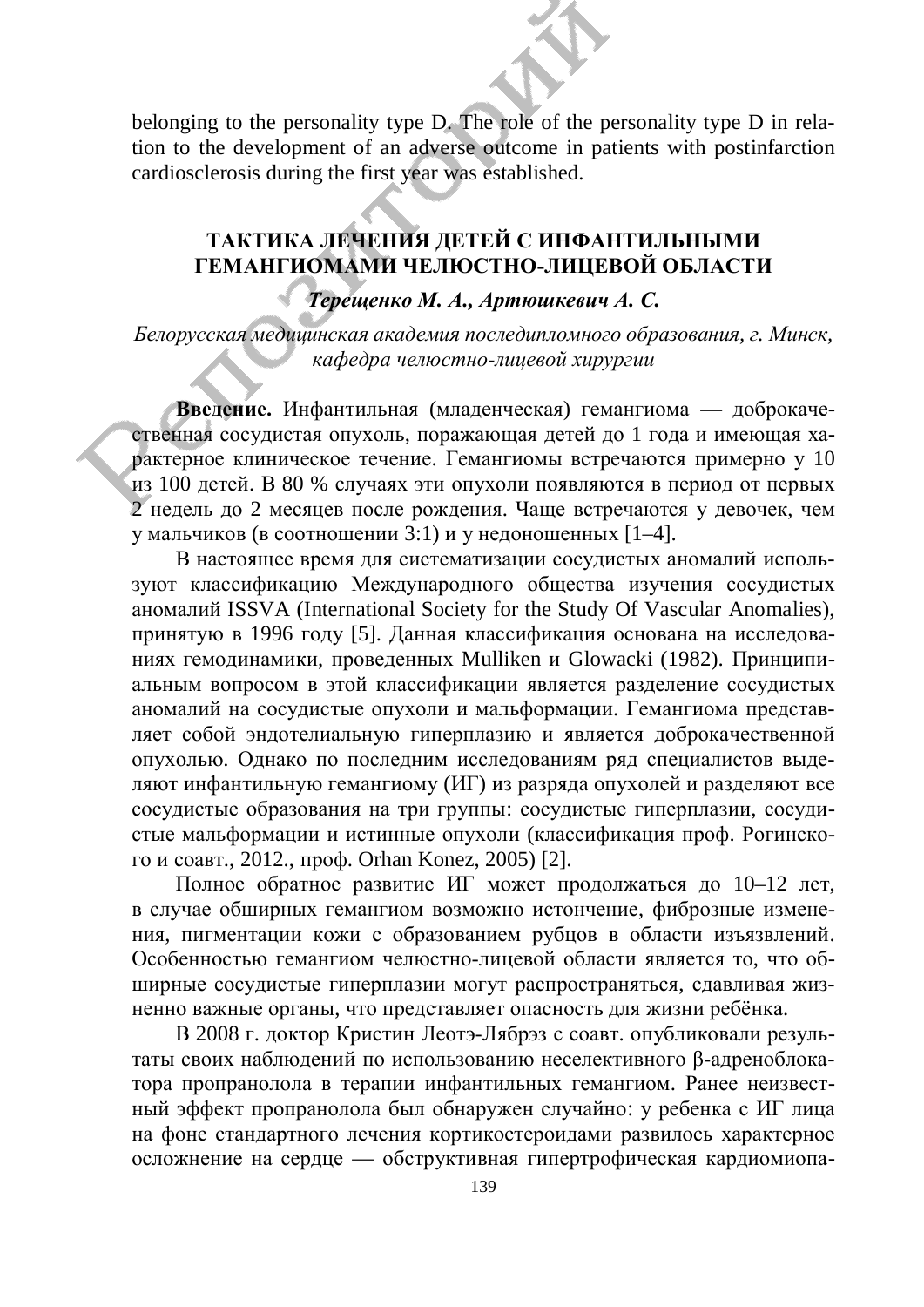belonging to the personality type D. The role of the personality type D in relation to the development of an adverse outcome in patients with postinfarction cardiosclerosis during the first year was established.

## ТАКТИКА ЛЕЧЕНИЯ ДЕТЕЙ С ИНФАНТИЛЬНЫМИ ГЕМАНГИОМАМИ ЧЕЛЮСТНО-ЛИЦЕВОЙ ОБЛАСТИ

***Терещенко М. А., Артюшкевич А. С.***

*Белорусская медицинская академия последипломного образования, г. Минск, кафедра челюстно-лицевой хирургии*

**Введение.** Инфантильная (младенческая) гемангиома — доброкачественная сосудистая опухоль, поражающая детей до 1 года и имеющая характерное клиническое течение. Гемангиомы встречаются примерно у 10 из 100 детей. В 80 % случаях эти опухоли появляются в период от первых 2 недель до 2 месяцев после рождения. Чаще встречаются у девочек, чем у мальчиков (в соотношении 3:1) и у недоношенных [1–4].

В настоящее время для систематизации сосудистых аномалий используют классификацию Международного общества изучения сосудистых аномалий ISSVA (International Society for the Study Of Vascular Anomalies), принятую в 1996 году [5]. Данная классификация основана на исследованиях гемодинамики, проведенных Mulliken и Glowacki (1982). Принципиальным вопросом в этой классификации является разделение сосудистых аномалий на сосудистые опухоли и мальформации. Гемангиома представляет собой эндотелиальную гиперплазию и является доброкачественной опухолью. Однако по последним исследованиям ряд специалистов выделяют инфантильную гемангиому (ИГ) из разряда опухолей и разделяют все сосудистые образования на три группы: сосудистые гиперплазии, сосудистые мальформации и истинные опухоли (классификация проф. Рогинского и соавт., 2012., проф. Orhan Konez, 2005) [2].

Полное обратное развитие ИГ может продолжаться до 10–12 лет, в случае обширных гемангиом возможно истончение, фиброзные изменения, пигментации кожи с образованием рубцов в области изъязвлений. Особенностью гемангиом челюстно-лицевой области является то, что обширные сосудистые гиперплазии могут распространяться, сдавливая жизненно важные органы, что представляет опасность для жизни ребёнка.

В 2008 г. доктор Кристин Леотэ-Лябрэз с соавт. опубликовали результаты своих наблюдений по использованию неселективного β-адреноблокатора пропранолола в терапии инфантильных гемангиом. Ранее неизвестный эффект пропранолола был обнаружен случайно: у ребенка с ИГ лица на фоне стандартного лечения кортикостероидами развилось характерное осложнение на сердце — обструктивная гипертрофическая кардиомиопа-